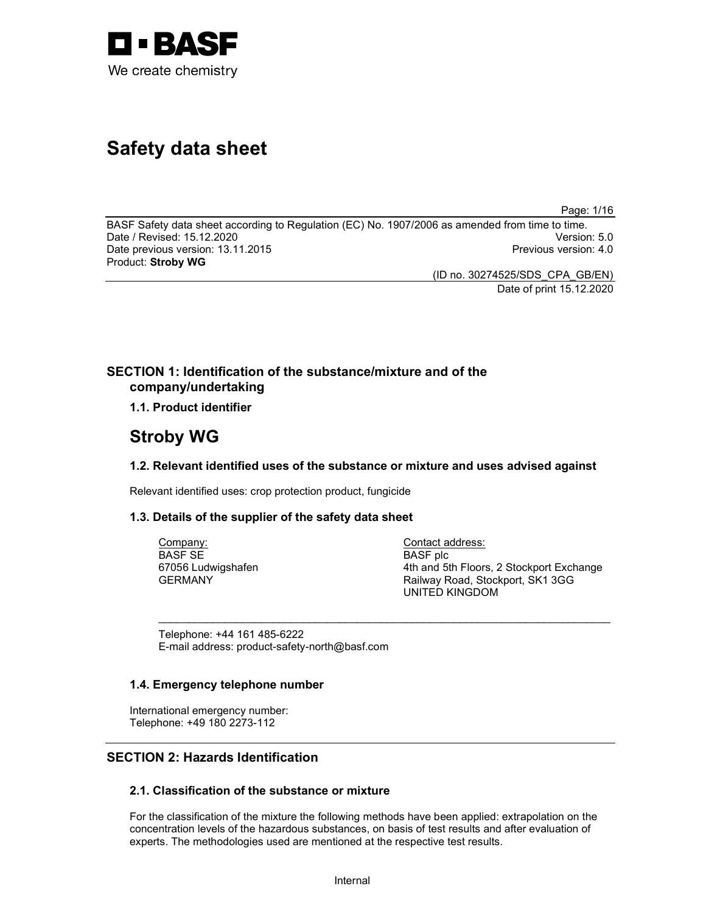# Safety data sheet

BASF Safety data sheet according to Regulation (EC) No. 1907/2006 as amended from time to time.
Date / Revised: 15.12.2020 Version: 5.0
Date previous version: 13.11.2015 Previous version: 4.0
Product: **Stroby WG**

(ID no. 30274525/SDS_CPA_GB/EN)
Date of print 15.12.2020

## SECTION 1: Identification of the substance/mixture and of the company/undertaking

### 1.1. Product identifier

# Stroby WG

### 1.2. Relevant identified uses of the substance or mixture and uses advised against

Relevant identified uses: crop protection product, fungicide

### 1.3. Details of the supplier of the safety data sheet

Company:
BASF SE
67056 Ludwigshafen
GERMANY

Contact address:
BASF plc
4th and 5th Floors, 2 Stockport Exchange
Railway Road, Stockport, SK1 3GG
UNITED KINGDOM

Telephone: +44 161 485-6222
E-mail address: product-safety-north@basf.com

### 1.4. Emergency telephone number

International emergency number:
Telephone: +49 180 2273-112

## SECTION 2: Hazards Identification

### 2.1. Classification of the substance or mixture

For the classification of the mixture the following methods have been applied: extrapolation on the concentration levels of the hazardous substances, on basis of test results and after evaluation of experts. The methodologies used are mentioned at the respective test results.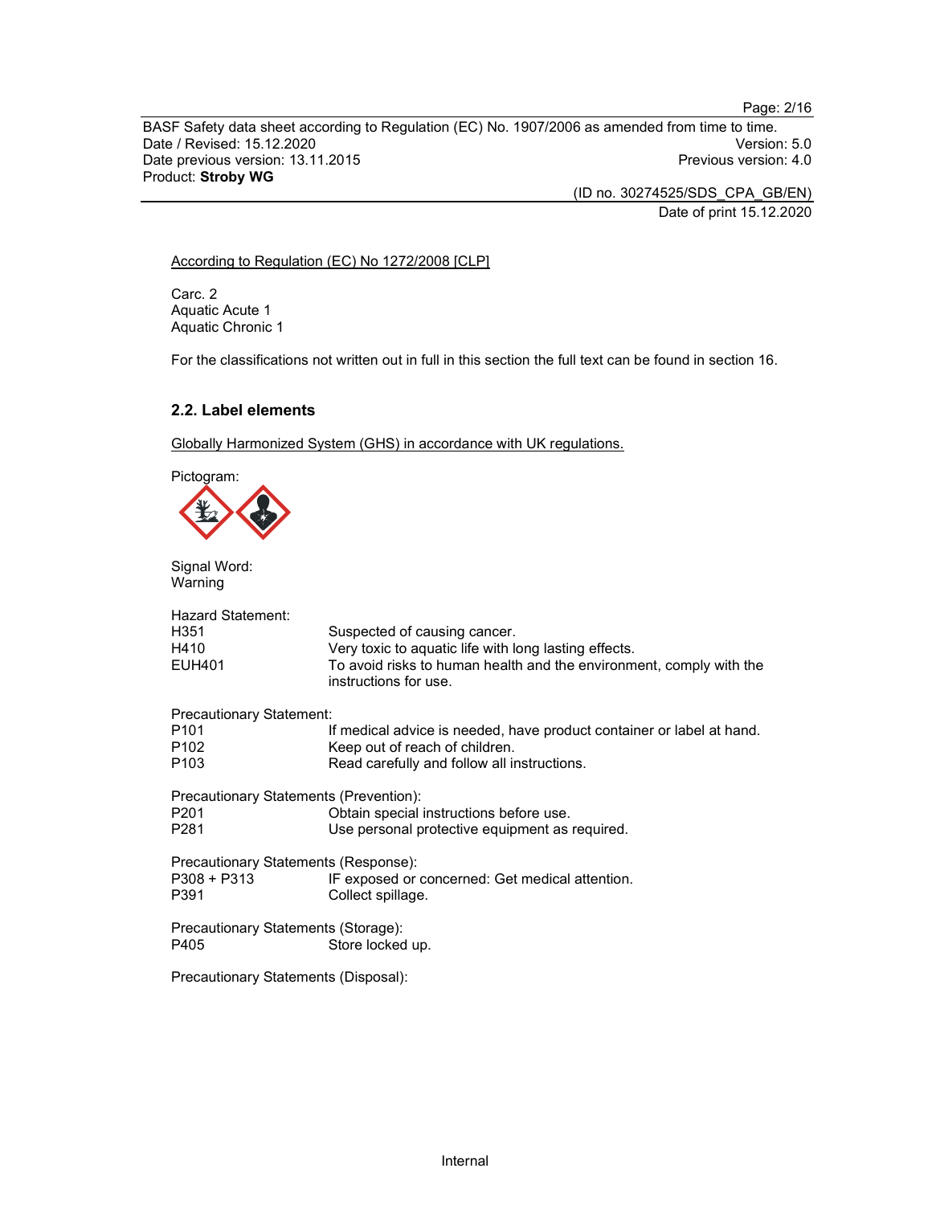According to Regulation (EC) No 1272/2008 [CLP]

Carc. 2
Aquatic Acute 1
Aquatic Chronic 1

For the classifications not written out in full in this section the full text can be found in section 16.

### 2.2. Label elements

Globally Harmonized System (GHS) in accordance with UK regulations.

Pictogram:

Signal Word:
Warning

Hazard Statement:

| | |
|---|---|
| H351 | Suspected of causing cancer. |
| H410 | Very toxic to aquatic life with long lasting effects. |
| EUH401 | To avoid risks to human health and the environment, comply with the instructions for use. |

Precautionary Statement:

| | |
|---|---|
| P101 | If medical advice is needed, have product container or label at hand. |
| P102 | Keep out of reach of children. |
| P103 | Read carefully and follow all instructions. |

Precautionary Statements (Prevention):

| | |
|---|---|
| P201 | Obtain special instructions before use. |
| P281 | Use personal protective equipment as required. |

Precautionary Statements (Response):

| | |
|---|---|
| P308 + P313 | IF exposed or concerned: Get medical attention. |
| P391 | Collect spillage. |

Precautionary Statements (Storage):

| | |
|---|---|
| P405 | Store locked up. |

Precautionary Statements (Disposal):

Internal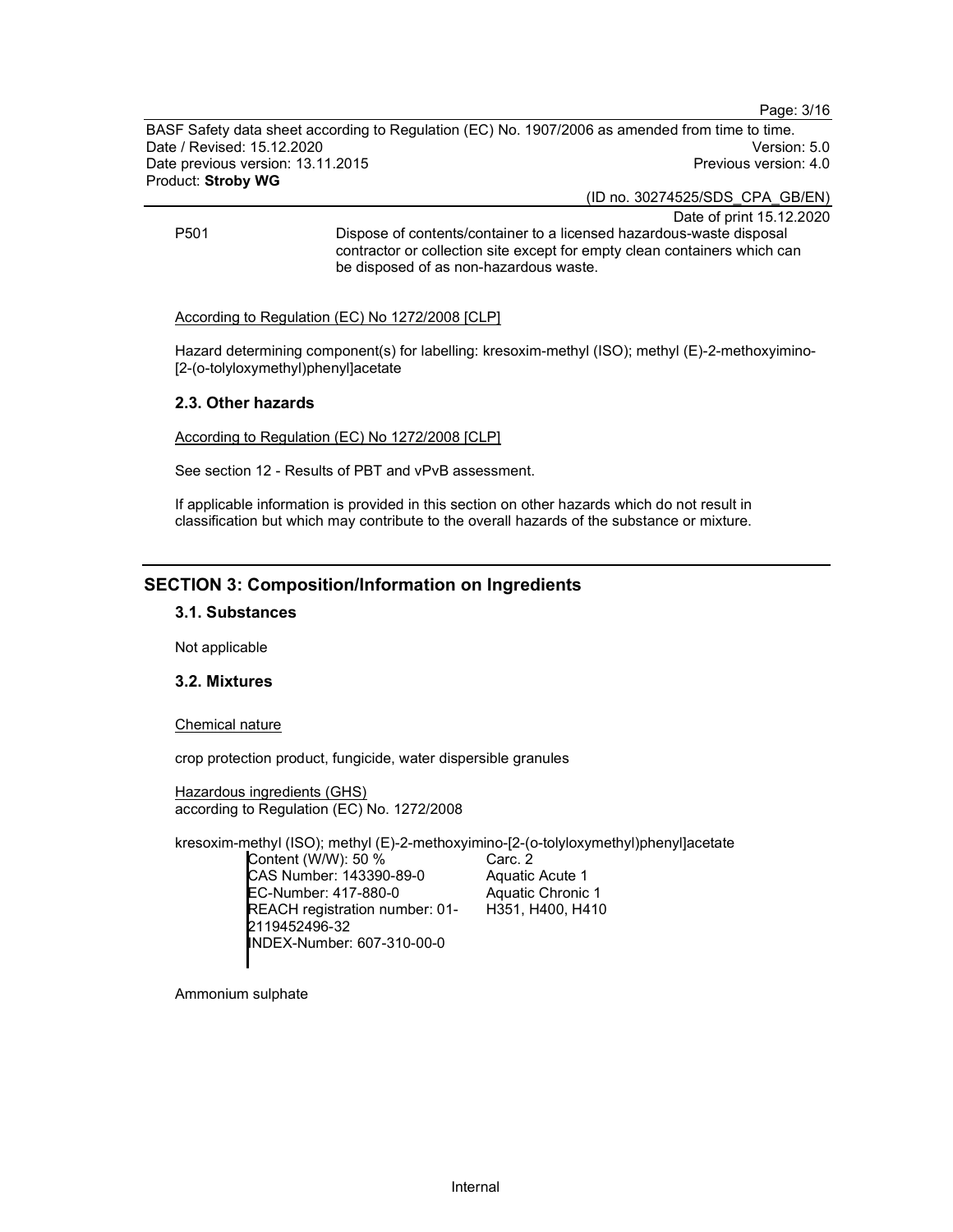P501 Dispose of contents/container to a licensed hazardous-waste disposal contractor or collection site except for empty clean containers which can be disposed of as non-hazardous waste.

According to Regulation (EC) No 1272/2008 [CLP]

Hazard determining component(s) for labelling: kresoxim-methyl (ISO); methyl (E)-2-methoxyimino-[2-(o-tolyloxymethyl)phenyl]acetate

### 2.3. Other hazards

According to Regulation (EC) No 1272/2008 [CLP]

See section 12 - Results of PBT and vPvB assessment.

If applicable information is provided in this section on other hazards which do not result in classification but which may contribute to the overall hazards of the substance or mixture.

## SECTION 3: Composition/Information on Ingredients

### 3.1. Substances

Not applicable

### 3.2. Mixtures

Chemical nature

crop protection product, fungicide, water dispersible granules

Hazardous ingredients (GHS)
according to Regulation (EC) No. 1272/2008

kresoxim-methyl (ISO); methyl (E)-2-methoxyimino-[2-(o-tolyloxymethyl)phenyl]acetate

| | |
|---|---|
| Content (W/W): 50 % | Carc. 2 |
| CAS Number: 143390-89-0 | Aquatic Acute 1 |
| EC-Number: 417-880-0 | Aquatic Chronic 1 |
| REACH registration number: 01-2119452496-32 | H351, H400, H410 |
| INDEX-Number: 607-310-00-0 | |

Ammonium sulphate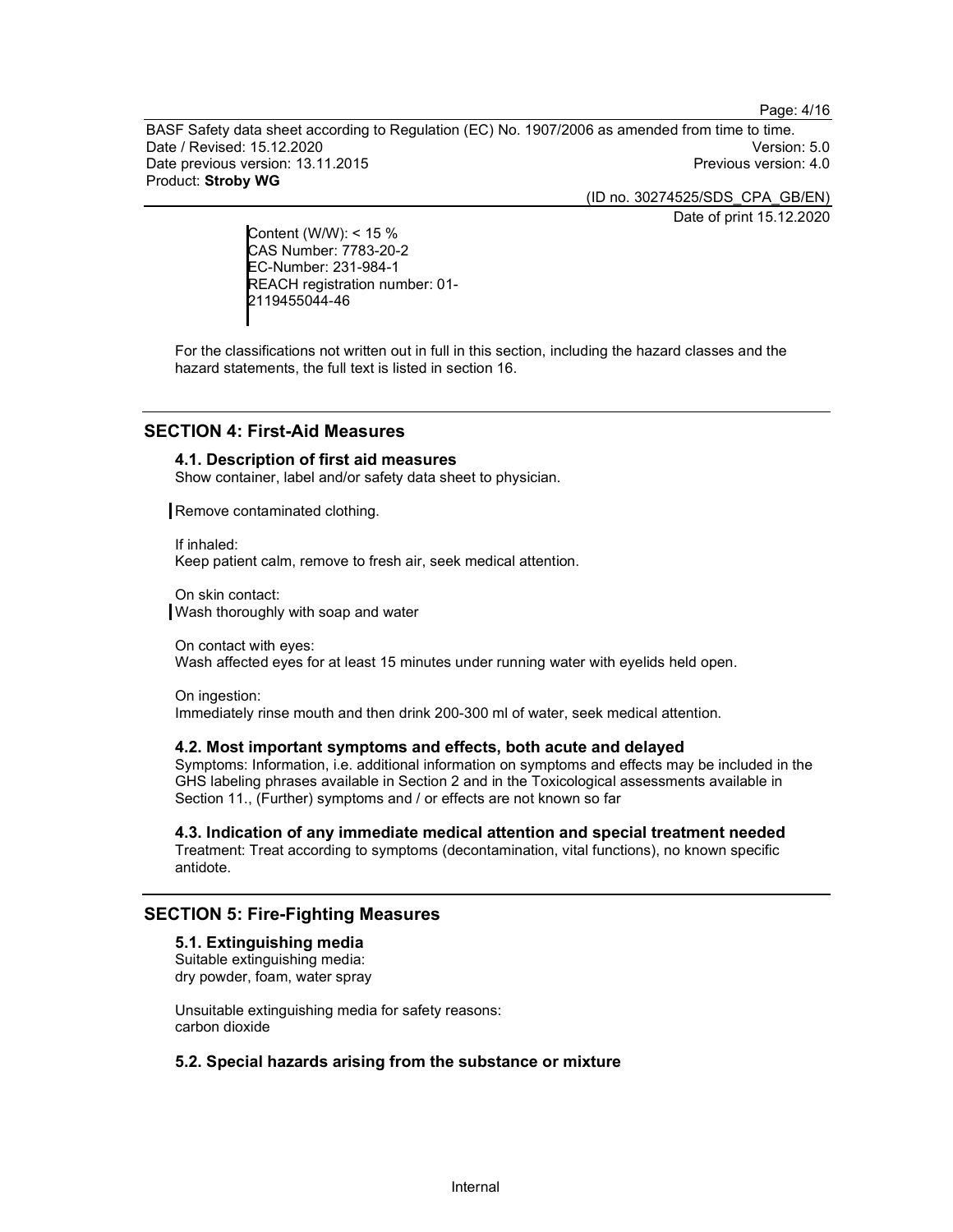Content (W/W): < 15 %
CAS Number: 7783-20-2
EC-Number: 231-984-1
REACH registration number: 01-2119455044-46

For the classifications not written out in full in this section, including the hazard classes and the hazard statements, the full text is listed in section 16.

## SECTION 4: First-Aid Measures

### 4.1. Description of first aid measures

Show container, label and/or safety data sheet to physician.

Remove contaminated clothing.

If inhaled:
Keep patient calm, remove to fresh air, seek medical attention.

On skin contact:
Wash thoroughly with soap and water

On contact with eyes:
Wash affected eyes for at least 15 minutes under running water with eyelids held open.

On ingestion:
Immediately rinse mouth and then drink 200-300 ml of water, seek medical attention.

### 4.2. Most important symptoms and effects, both acute and delayed

Symptoms: Information, i.e. additional information on symptoms and effects may be included in the GHS labeling phrases available in Section 2 and in the Toxicological assessments available in Section 11., (Further) symptoms and / or effects are not known so far

### 4.3. Indication of any immediate medical attention and special treatment needed

Treatment: Treat according to symptoms (decontamination, vital functions), no known specific antidote.

## SECTION 5: Fire-Fighting Measures

### 5.1. Extinguishing media

Suitable extinguishing media:
dry powder, foam, water spray

Unsuitable extinguishing media for safety reasons:
carbon dioxide

### 5.2. Special hazards arising from the substance or mixture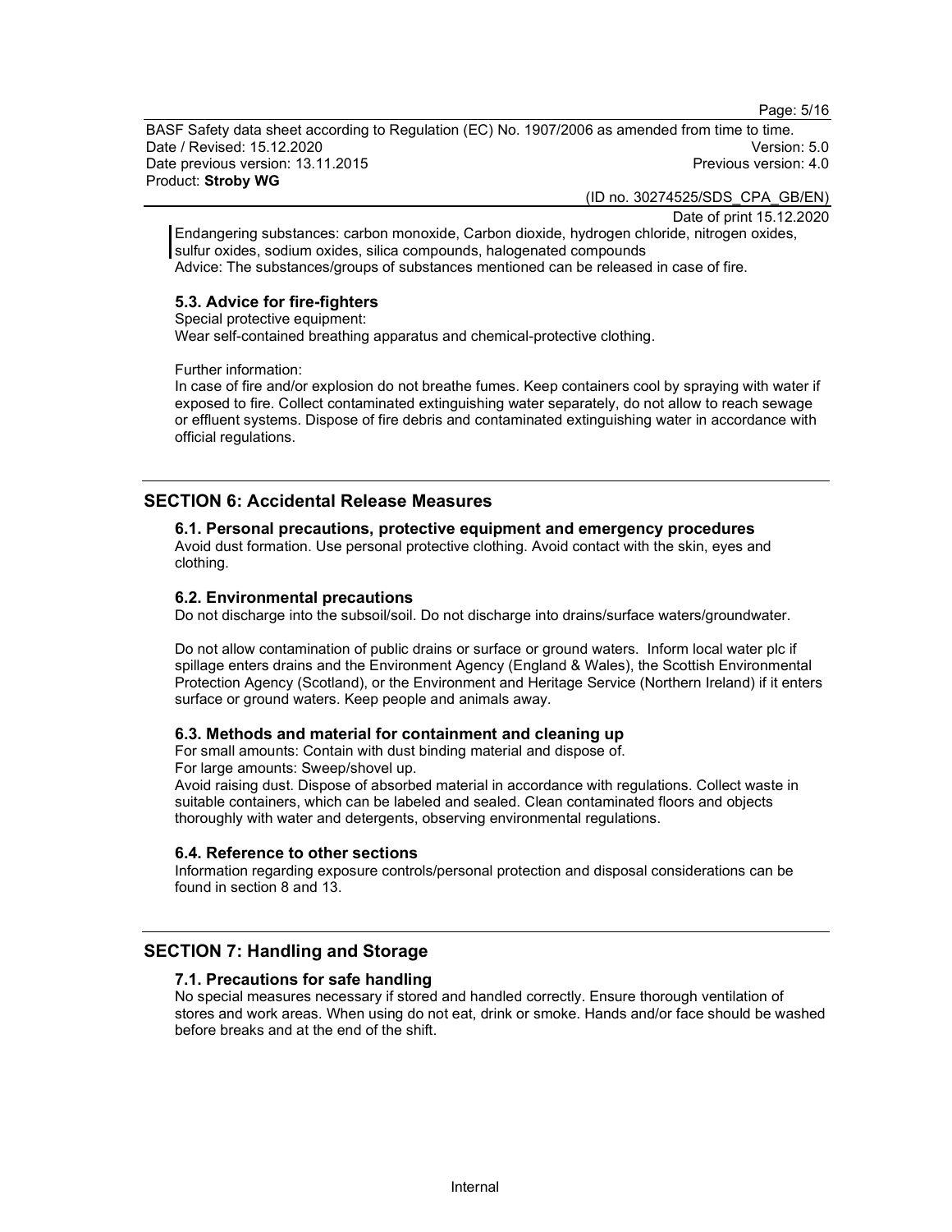Endangering substances: carbon monoxide, Carbon dioxide, hydrogen chloride, nitrogen oxides, sulfur oxides, sodium oxides, silica compounds, halogenated compounds
Advice: The substances/groups of substances mentioned can be released in case of fire.

### 5.3. Advice for fire-fighters

Special protective equipment:
Wear self-contained breathing apparatus and chemical-protective clothing.

Further information:
In case of fire and/or explosion do not breathe fumes. Keep containers cool by spraying with water if exposed to fire. Collect contaminated extinguishing water separately, do not allow to reach sewage or effluent systems. Dispose of fire debris and contaminated extinguishing water in accordance with official regulations.

## SECTION 6: Accidental Release Measures

### 6.1. Personal precautions, protective equipment and emergency procedures

Avoid dust formation. Use personal protective clothing. Avoid contact with the skin, eyes and clothing.

### 6.2. Environmental precautions

Do not discharge into the subsoil/soil. Do not discharge into drains/surface waters/groundwater.

Do not allow contamination of public drains or surface or ground waters. Inform local water plc if spillage enters drains and the Environment Agency (England & Wales), the Scottish Environmental Protection Agency (Scotland), or the Environment and Heritage Service (Northern Ireland) if it enters surface or ground waters. Keep people and animals away.

### 6.3. Methods and material for containment and cleaning up

For small amounts: Contain with dust binding material and dispose of.
For large amounts: Sweep/shovel up.
Avoid raising dust. Dispose of absorbed material in accordance with regulations. Collect waste in suitable containers, which can be labeled and sealed. Clean contaminated floors and objects thoroughly with water and detergents, observing environmental regulations.

### 6.4. Reference to other sections

Information regarding exposure controls/personal protection and disposal considerations can be found in section 8 and 13.

## SECTION 7: Handling and Storage

### 7.1. Precautions for safe handling

No special measures necessary if stored and handled correctly. Ensure thorough ventilation of stores and work areas. When using do not eat, drink or smoke. Hands and/or face should be washed before breaks and at the end of the shift.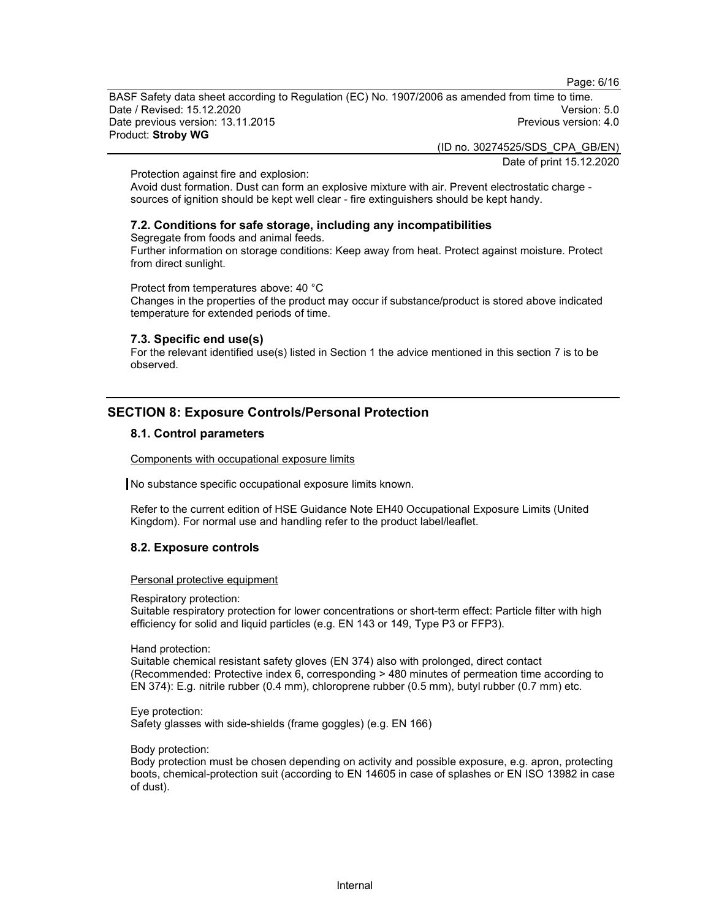Protection against fire and explosion:
Avoid dust formation. Dust can form an explosive mixture with air. Prevent electrostatic charge - sources of ignition should be kept well clear - fire extinguishers should be kept handy.

### 7.2. Conditions for safe storage, including any incompatibilities

Segregate from foods and animal feeds.
Further information on storage conditions: Keep away from heat. Protect against moisture. Protect from direct sunlight.

Protect from temperatures above: 40 °C
Changes in the properties of the product may occur if substance/product is stored above indicated temperature for extended periods of time.

### 7.3. Specific end use(s)

For the relevant identified use(s) listed in Section 1 the advice mentioned in this section 7 is to be observed.

## SECTION 8: Exposure Controls/Personal Protection

### 8.1. Control parameters

Components with occupational exposure limits

No substance specific occupational exposure limits known.

Refer to the current edition of HSE Guidance Note EH40 Occupational Exposure Limits (United Kingdom). For normal use and handling refer to the product label/leaflet.

### 8.2. Exposure controls

Personal protective equipment

Respiratory protection:
Suitable respiratory protection for lower concentrations or short-term effect: Particle filter with high efficiency for solid and liquid particles (e.g. EN 143 or 149, Type P3 or FFP3).

Hand protection:
Suitable chemical resistant safety gloves (EN 374) also with prolonged, direct contact (Recommended: Protective index 6, corresponding > 480 minutes of permeation time according to EN 374): E.g. nitrile rubber (0.4 mm), chloroprene rubber (0.5 mm), butyl rubber (0.7 mm) etc.

Eye protection:
Safety glasses with side-shields (frame goggles) (e.g. EN 166)

Body protection:
Body protection must be chosen depending on activity and possible exposure, e.g. apron, protecting boots, chemical-protection suit (according to EN 14605 in case of splashes or EN ISO 13982 in case of dust).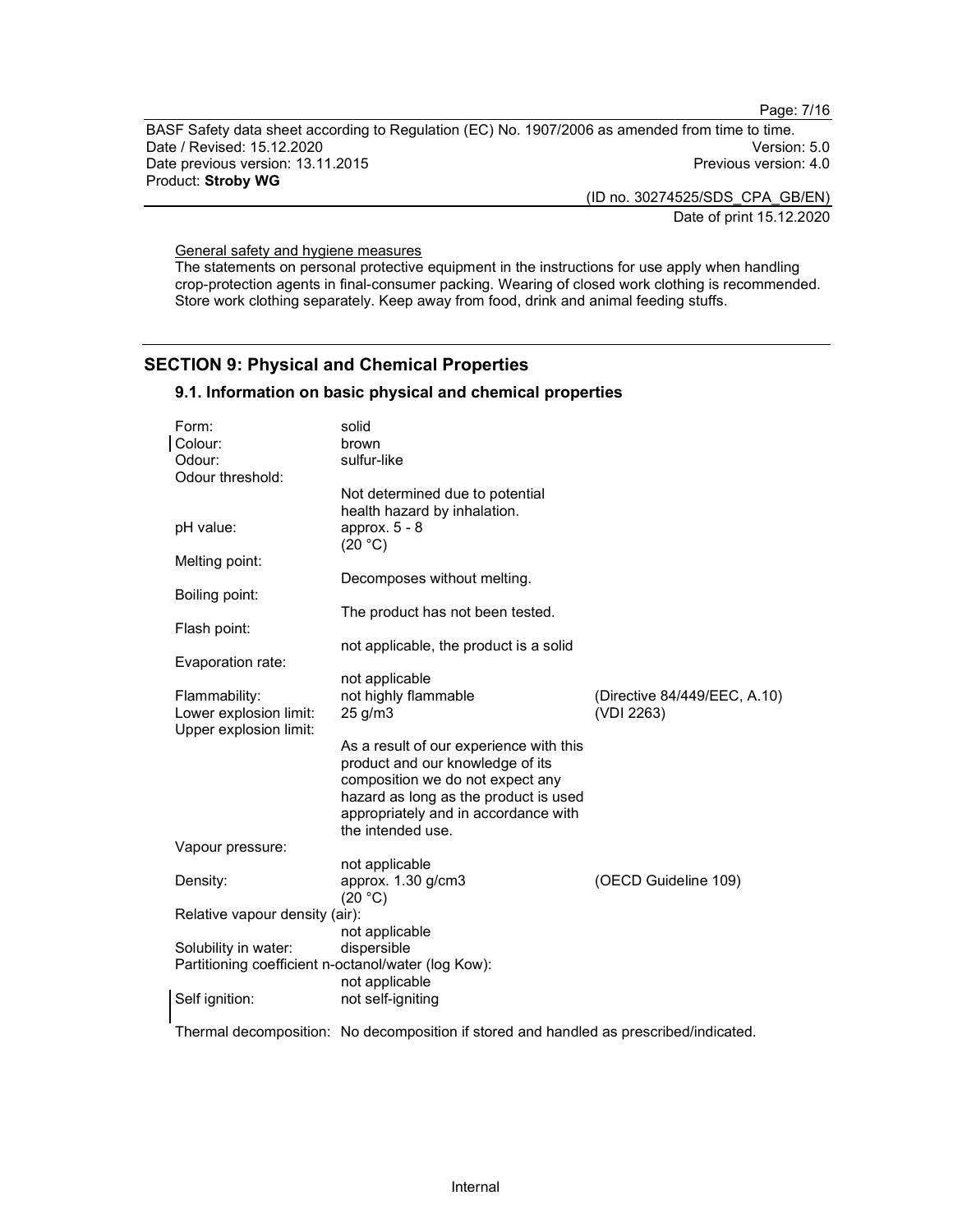General safety and hygiene measures

The statements on personal protective equipment in the instructions for use apply when handling crop-protection agents in final-consumer packing. Wearing of closed work clothing is recommended. Store work clothing separately. Keep away from food, drink and animal feeding stuffs.

## SECTION 9: Physical and Chemical Properties

### 9.1. Information on basic physical and chemical properties

| | | |
|---|---|---|
| Form: | solid | |
| Colour: | brown | |
| Odour: | sulfur-like | |
| Odour threshold: | Not determined due to potential health hazard by inhalation. | |
| pH value: | approx. 5 - 8 (20 °C) | |
| Melting point: | Decomposes without melting. | |
| Boiling point: | The product has not been tested. | |
| Flash point: | not applicable, the product is a solid | |
| Evaporation rate: | not applicable | |
| Flammability: | not highly flammable | (Directive 84/449/EEC, A.10) |
| Lower explosion limit: | 25 g/m3 | (VDI 2263) |
| Upper explosion limit: | As a result of our experience with this product and our knowledge of its composition we do not expect any hazard as long as the product is used appropriately and in accordance with the intended use. | |
| Vapour pressure: | not applicable | |
| Density: | approx. 1.30 g/cm3 (20 °C) | (OECD Guideline 109) |
| Relative vapour density (air): | not applicable | |
| Solubility in water: | dispersible | |
| Partitioning coefficient n-octanol/water (log Kow): | not applicable | |
| Self ignition: | not self-igniting | |

Thermal decomposition: No decomposition if stored and handled as prescribed/indicated.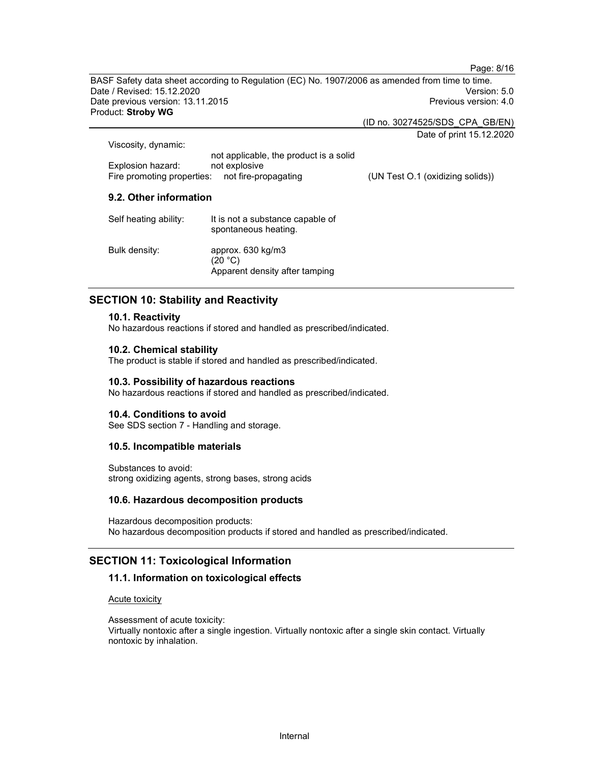Viscosity, dynamic:
not applicable, the product is a solid

Explosion hazard: not explosive

Fire promoting properties: not fire-propagating (UN Test O.1 (oxidizing solids))

### 9.2. Other information

Self heating ability: It is not a substance capable of spontaneous heating.

Bulk density: approx. 630 kg/m3
(20 °C)
Apparent density after tamping

## SECTION 10: Stability and Reactivity

### 10.1. Reactivity

No hazardous reactions if stored and handled as prescribed/indicated.

### 10.2. Chemical stability

The product is stable if stored and handled as prescribed/indicated.

### 10.3. Possibility of hazardous reactions

No hazardous reactions if stored and handled as prescribed/indicated.

### 10.4. Conditions to avoid

See SDS section 7 - Handling and storage.

### 10.5. Incompatible materials

Substances to avoid:
strong oxidizing agents, strong bases, strong acids

### 10.6. Hazardous decomposition products

Hazardous decomposition products:
No hazardous decomposition products if stored and handled as prescribed/indicated.

## SECTION 11: Toxicological Information

### 11.1. Information on toxicological effects

Acute toxicity

Assessment of acute toxicity:
Virtually nontoxic after a single ingestion. Virtually nontoxic after a single skin contact. Virtually nontoxic by inhalation.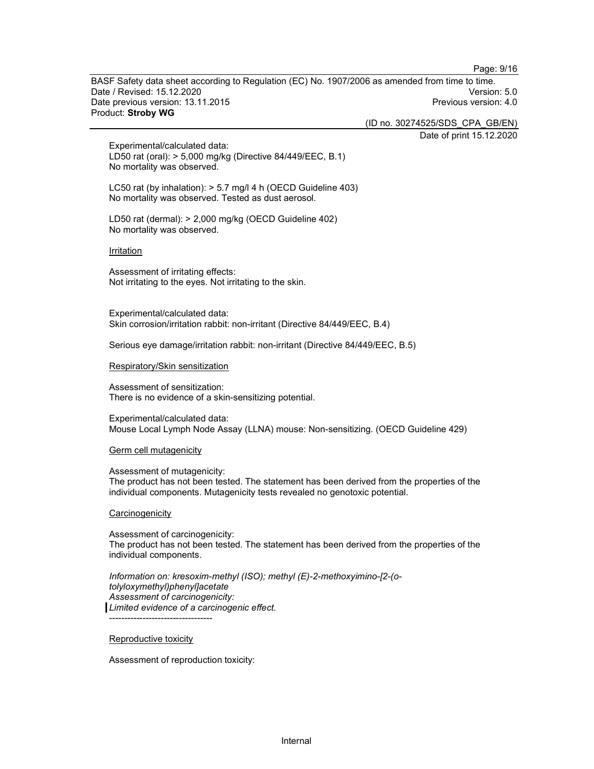Experimental/calculated data:
LD50 rat (oral): > 5,000 mg/kg (Directive 84/449/EEC, B.1)
No mortality was observed.

LC50 rat (by inhalation): > 5.7 mg/l 4 h (OECD Guideline 403)
No mortality was observed. Tested as dust aerosol.

LD50 rat (dermal): > 2,000 mg/kg (OECD Guideline 402)
No mortality was observed.

Irritation

Assessment of irritating effects:
Not irritating to the eyes. Not irritating to the skin.

Experimental/calculated data:
Skin corrosion/irritation rabbit: non-irritant (Directive 84/449/EEC, B.4)

Serious eye damage/irritation rabbit: non-irritant (Directive 84/449/EEC, B.5)

Respiratory/Skin sensitization

Assessment of sensitization:
There is no evidence of a skin-sensitizing potential.

Experimental/calculated data:
Mouse Local Lymph Node Assay (LLNA) mouse: Non-sensitizing. (OECD Guideline 429)

Germ cell mutagenicity

Assessment of mutagenicity:
The product has not been tested. The statement has been derived from the properties of the individual components. Mutagenicity tests revealed no genotoxic potential.

Carcinogenicity

Assessment of carcinogenicity:
The product has not been tested. The statement has been derived from the properties of the individual components.

*Information on: kresoxim-methyl (ISO); methyl (E)-2-methoxyimino-[2-(o-tolyloxymethyl)phenyl]acetate*
*Assessment of carcinogenicity:*
*Limited evidence of a carcinogenic effect.*
----------------------------------

Reproductive toxicity

Assessment of reproduction toxicity: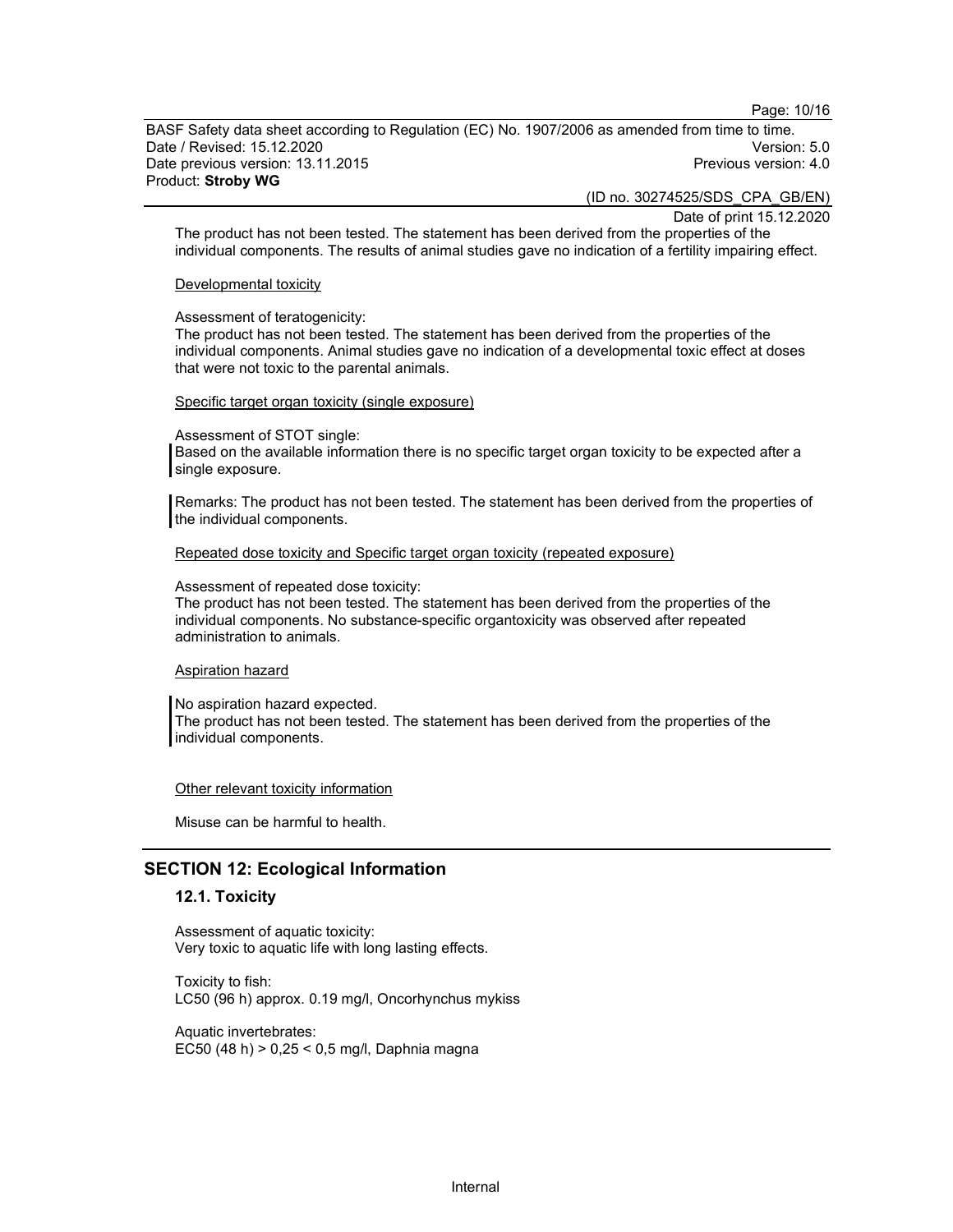The product has not been tested. The statement has been derived from the properties of the individual components. The results of animal studies gave no indication of a fertility impairing effect.

Developmental toxicity

Assessment of teratogenicity:
The product has not been tested. The statement has been derived from the properties of the individual components. Animal studies gave no indication of a developmental toxic effect at doses that were not toxic to the parental animals.

Specific target organ toxicity (single exposure)

Assessment of STOT single:
Based on the available information there is no specific target organ toxicity to be expected after a single exposure.

Remarks: The product has not been tested. The statement has been derived from the properties of the individual components.

Repeated dose toxicity and Specific target organ toxicity (repeated exposure)

Assessment of repeated dose toxicity:
The product has not been tested. The statement has been derived from the properties of the individual components. No substance-specific organtoxicity was observed after repeated administration to animals.

Aspiration hazard

No aspiration hazard expected.
The product has not been tested. The statement has been derived from the properties of the individual components.

Other relevant toxicity information

Misuse can be harmful to health.

## SECTION 12: Ecological Information

### 12.1. Toxicity

Assessment of aquatic toxicity:
Very toxic to aquatic life with long lasting effects.

Toxicity to fish:
LC50 (96 h) approx. 0.19 mg/l, Oncorhynchus mykiss

Aquatic invertebrates:
EC50 (48 h) > 0,25 < 0,5 mg/l, Daphnia magna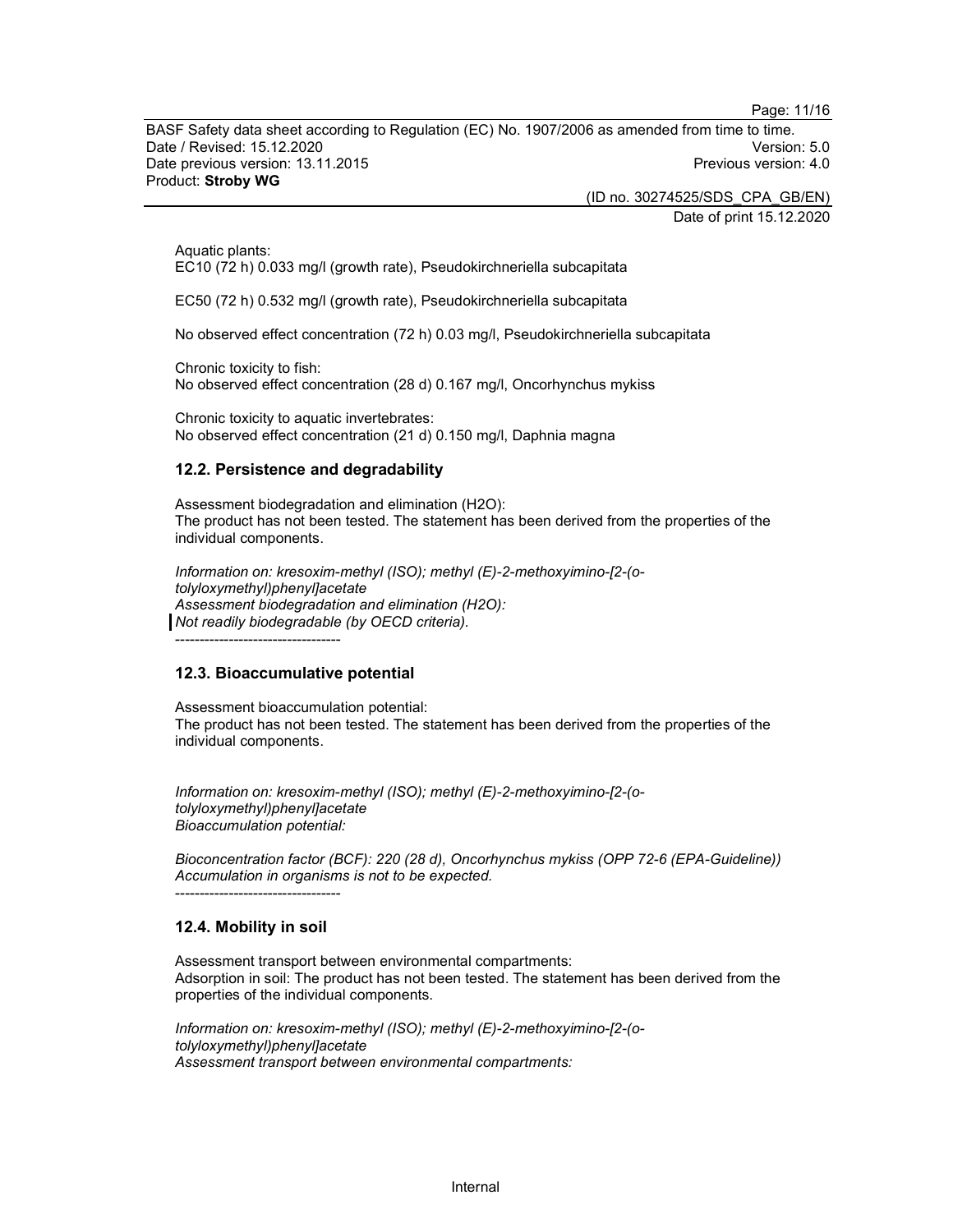Aquatic plants:
EC10 (72 h) 0.033 mg/l (growth rate), Pseudokirchneriella subcapitata

EC50 (72 h) 0.532 mg/l (growth rate), Pseudokirchneriella subcapitata

No observed effect concentration (72 h) 0.03 mg/l, Pseudokirchneriella subcapitata

Chronic toxicity to fish:
No observed effect concentration (28 d) 0.167 mg/l, Oncorhynchus mykiss

Chronic toxicity to aquatic invertebrates:
No observed effect concentration (21 d) 0.150 mg/l, Daphnia magna

## 12.2. Persistence and degradability

Assessment biodegradation and elimination (H2O):
The product has not been tested. The statement has been derived from the properties of the individual components.

*Information on: kresoxim-methyl (ISO); methyl (E)-2-methoxyimino-[2-(o-tolyloxymethyl)phenyl]acetate*
*Assessment biodegradation and elimination (H2O):*
*Not readily biodegradable (by OECD criteria).*
----------------------------------

## 12.3. Bioaccumulative potential

Assessment bioaccumulation potential:
The product has not been tested. The statement has been derived from the properties of the individual components.

*Information on: kresoxim-methyl (ISO); methyl (E)-2-methoxyimino-[2-(o-tolyloxymethyl)phenyl]acetate*
*Bioaccumulation potential:*

*Bioconcentration factor (BCF): 220 (28 d), Oncorhynchus mykiss (OPP 72-6 (EPA-Guideline))*
*Accumulation in organisms is not to be expected.*
----------------------------------

## 12.4. Mobility in soil

Assessment transport between environmental compartments:
Adsorption in soil: The product has not been tested. The statement has been derived from the properties of the individual components.

*Information on: kresoxim-methyl (ISO); methyl (E)-2-methoxyimino-[2-(o-tolyloxymethyl)phenyl]acetate*
*Assessment transport between environmental compartments:*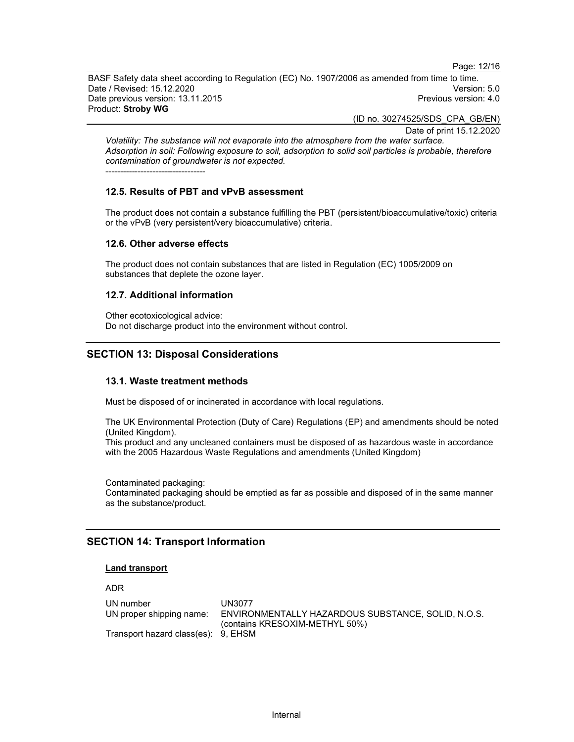*Volatility: The substance will not evaporate into the atmosphere from the water surface.*
*Adsorption in soil: Following exposure to soil, adsorption to solid soil particles is probable, therefore contamination of groundwater is not expected.*

----------------------------------

### 12.5. Results of PBT and vPvB assessment

The product does not contain a substance fulfilling the PBT (persistent/bioaccumulative/toxic) criteria or the vPvB (very persistent/very bioaccumulative) criteria.

### 12.6. Other adverse effects

The product does not contain substances that are listed in Regulation (EC) 1005/2009 on substances that deplete the ozone layer.

### 12.7. Additional information

Other ecotoxicological advice:
Do not discharge product into the environment without control.

## SECTION 13: Disposal Considerations

### 13.1. Waste treatment methods

Must be disposed of or incinerated in accordance with local regulations.

The UK Environmental Protection (Duty of Care) Regulations (EP) and amendments should be noted (United Kingdom).
This product and any uncleaned containers must be disposed of as hazardous waste in accordance with the 2005 Hazardous Waste Regulations and amendments (United Kingdom)

Contaminated packaging:
Contaminated packaging should be emptied as far as possible and disposed of in the same manner as the substance/product.

## SECTION 14: Transport Information

**Land transport**

ADR

| | |
|---|---|
| UN number | UN3077 |
| UN proper shipping name: | ENVIRONMENTALLY HAZARDOUS SUBSTANCE, SOLID, N.O.S. (contains KRESOXIM-METHYL 50%) |
| Transport hazard class(es): | 9, EHSM |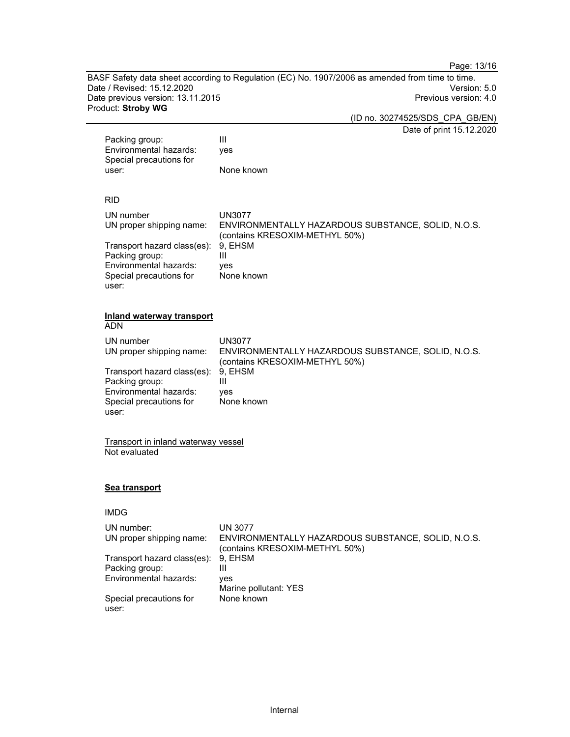| | |
|---|---|
| Packing group: | III |
| Environmental hazards: | yes |
| Special precautions for user: | None known |

RID

| | |
|---|---|
| UN number | UN3077 |
| UN proper shipping name: | ENVIRONMENTALLY HAZARDOUS SUBSTANCE, SOLID, N.O.S. (contains KRESOXIM-METHYL 50%) |
| Transport hazard class(es): | 9, EHSM |
| Packing group: | III |
| Environmental hazards: | yes |
| Special precautions for user: | None known |

**Inland waterway transport**

ADN

| | |
|---|---|
| UN number | UN3077 |
| UN proper shipping name: | ENVIRONMENTALLY HAZARDOUS SUBSTANCE, SOLID, N.O.S. (contains KRESOXIM-METHYL 50%) |
| Transport hazard class(es): | 9, EHSM |
| Packing group: | III |
| Environmental hazards: | yes |
| Special precautions for user: | None known |

Transport in inland waterway vessel

Not evaluated

**Sea transport**

IMDG

| | |
|---|---|
| UN number: | UN 3077 |
| UN proper shipping name: | ENVIRONMENTALLY HAZARDOUS SUBSTANCE, SOLID, N.O.S. (contains KRESOXIM-METHYL 50%) |
| Transport hazard class(es): | 9, EHSM |
| Packing group: | III |
| Environmental hazards: | yes<br>Marine pollutant: YES |
| Special precautions for user: | None known |

Internal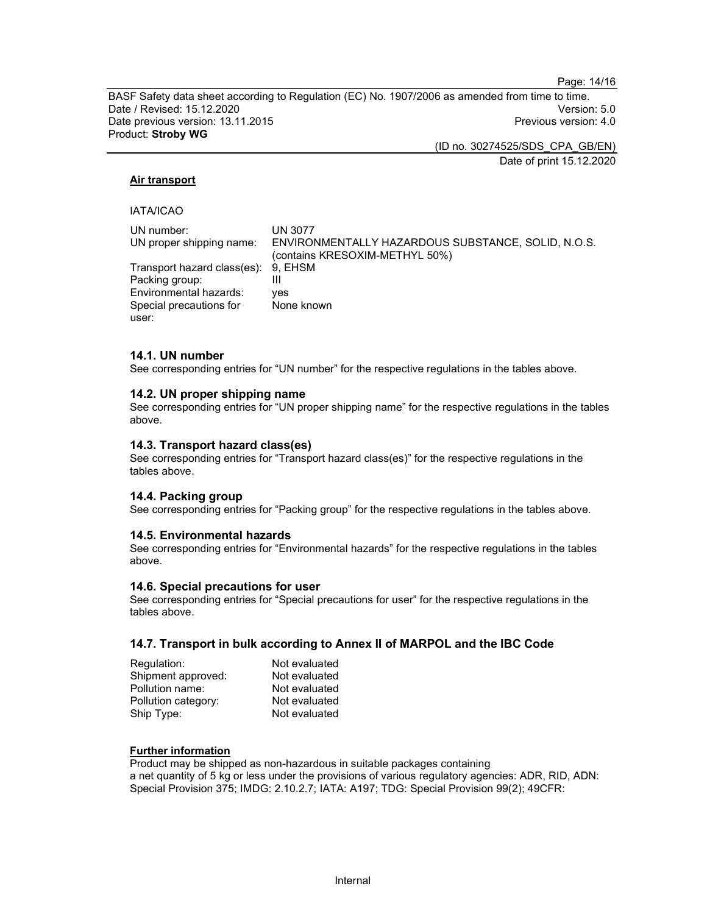**Air transport**

IATA/ICAO

| | |
|---|---|
| UN number: | UN 3077 |
| UN proper shipping name: | ENVIRONMENTALLY HAZARDOUS SUBSTANCE, SOLID, N.O.S. (contains KRESOXIM-METHYL 50%) |
| Transport hazard class(es): | 9, EHSM |
| Packing group: | III |
| Environmental hazards: | yes |
| Special precautions for user: | None known |

### 14.1. UN number

See corresponding entries for "UN number" for the respective regulations in the tables above.

### 14.2. UN proper shipping name

See corresponding entries for "UN proper shipping name" for the respective regulations in the tables above.

### 14.3. Transport hazard class(es)

See corresponding entries for "Transport hazard class(es)" for the respective regulations in the tables above.

### 14.4. Packing group

See corresponding entries for "Packing group" for the respective regulations in the tables above.

### 14.5. Environmental hazards

See corresponding entries for "Environmental hazards" for the respective regulations in the tables above.

### 14.6. Special precautions for user

See corresponding entries for "Special precautions for user" for the respective regulations in the tables above.

### 14.7. Transport in bulk according to Annex II of MARPOL and the IBC Code

| | |
|---|---|
| Regulation: | Not evaluated |
| Shipment approved: | Not evaluated |
| Pollution name: | Not evaluated |
| Pollution category: | Not evaluated |
| Ship Type: | Not evaluated |

**Further information**

Product may be shipped as non-hazardous in suitable packages containing a net quantity of 5 kg or less under the provisions of various regulatory agencies: ADR, RID, ADN: Special Provision 375; IMDG: 2.10.2.7; IATA: A197; TDG: Special Provision 99(2); 49CFR:

Internal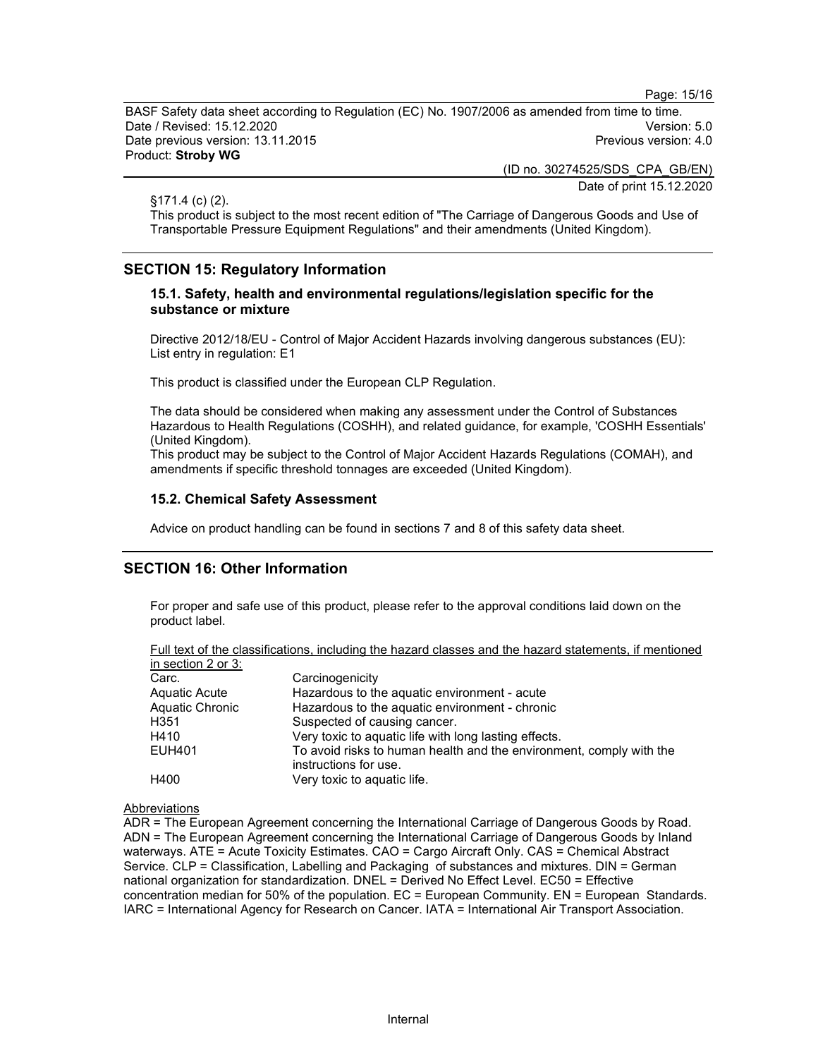§171.4 (c) (2).
This product is subject to the most recent edition of "The Carriage of Dangerous Goods and Use of Transportable Pressure Equipment Regulations" and their amendments (United Kingdom).

## SECTION 15: Regulatory Information

### 15.1. Safety, health and environmental regulations/legislation specific for the substance or mixture

Directive 2012/18/EU - Control of Major Accident Hazards involving dangerous substances (EU):
List entry in regulation: E1

This product is classified under the European CLP Regulation.

The data should be considered when making any assessment under the Control of Substances Hazardous to Health Regulations (COSHH), and related guidance, for example, 'COSHH Essentials' (United Kingdom).
This product may be subject to the Control of Major Accident Hazards Regulations (COMAH), and amendments if specific threshold tonnages are exceeded (United Kingdom).

### 15.2. Chemical Safety Assessment

Advice on product handling can be found in sections 7 and 8 of this safety data sheet.

## SECTION 16: Other Information

For proper and safe use of this product, please refer to the approval conditions laid down on the product label.

Full text of the classifications, including the hazard classes and the hazard statements, if mentioned in section 2 or 3:

| | |
|---|---|
| Carc. | Carcinogenicity |
| Aquatic Acute | Hazardous to the aquatic environment - acute |
| Aquatic Chronic | Hazardous to the aquatic environment - chronic |
| H351 | Suspected of causing cancer. |
| H410 | Very toxic to aquatic life with long lasting effects. |
| EUH401 | To avoid risks to human health and the environment, comply with the instructions for use. |
| H400 | Very toxic to aquatic life. |

Abbreviations

ADR = The European Agreement concerning the International Carriage of Dangerous Goods by Road. ADN = The European Agreement concerning the International Carriage of Dangerous Goods by Inland waterways. ATE = Acute Toxicity Estimates. CAO = Cargo Aircraft Only. CAS = Chemical Abstract Service. CLP = Classification, Labelling and Packaging of substances and mixtures. DIN = German national organization for standardization. DNEL = Derived No Effect Level. EC50 = Effective concentration median for 50% of the population. EC = European Community. EN = European Standards. IARC = International Agency for Research on Cancer. IATA = International Air Transport Association.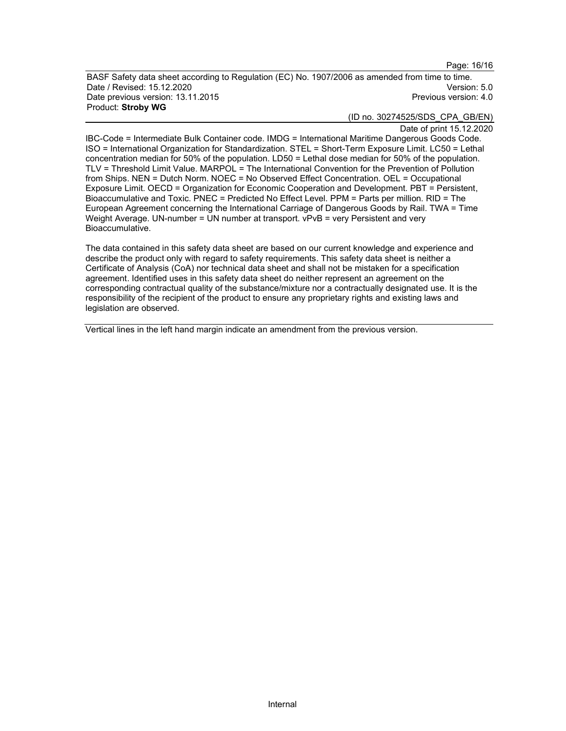IBC-Code = Intermediate Bulk Container code. IMDG = International Maritime Dangerous Goods Code. ISO = International Organization for Standardization. STEL = Short-Term Exposure Limit. LC50 = Lethal concentration median for 50% of the population. LD50 = Lethal dose median for 50% of the population. TLV = Threshold Limit Value. MARPOL = The International Convention for the Prevention of Pollution from Ships. NEN = Dutch Norm. NOEC = No Observed Effect Concentration. OEL = Occupational Exposure Limit. OECD = Organization for Economic Cooperation and Development. PBT = Persistent, Bioaccumulative and Toxic. PNEC = Predicted No Effect Level. PPM = Parts per million. RID = The European Agreement concerning the International Carriage of Dangerous Goods by Rail. TWA = Time Weight Average. UN-number = UN number at transport. vPvB = very Persistent and very Bioaccumulative.

The data contained in this safety data sheet are based on our current knowledge and experience and describe the product only with regard to safety requirements. This safety data sheet is neither a Certificate of Analysis (CoA) nor technical data sheet and shall not be mistaken for a specification agreement. Identified uses in this safety data sheet do neither represent an agreement on the corresponding contractual quality of the substance/mixture nor a contractually designated use. It is the responsibility of the recipient of the product to ensure any proprietary rights and existing laws and legislation are observed.

---

Vertical lines in the left hand margin indicate an amendment from the previous version.